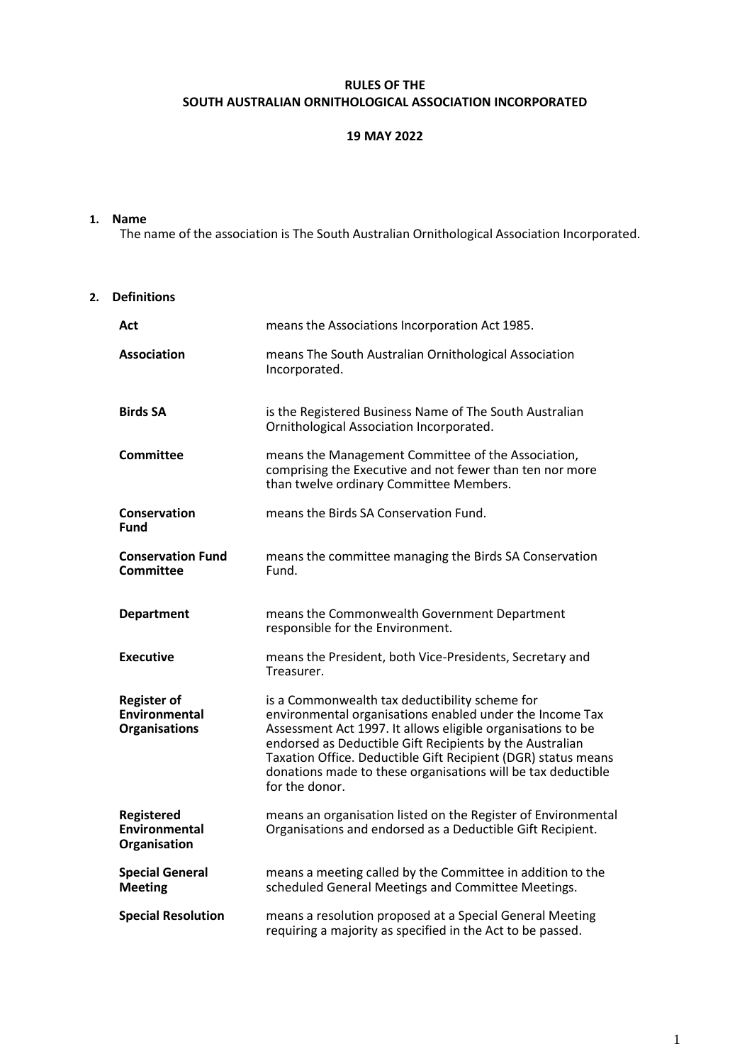# RULES OF THE SOUTH AUSTRALIAN ORNITHOLOGICAL ASSOCIATION INCORPORATED

**19 MAY 2022**

## 1. Name

The name of the association is The South Australian Ornithological Association Incorporated.

## 2. Definitions

| | |
|---|---|
| **Act** | means the Associations Incorporation Act 1985. |
| **Association** | means The South Australian Ornithological Association Incorporated. |
| **Birds SA** | is the Registered Business Name of The South Australian Ornithological Association Incorporated. |
| **Committee** | means the Management Committee of the Association, comprising the Executive and not fewer than ten nor more than twelve ordinary Committee Members. |
| **Conservation Fund** | means the Birds SA Conservation Fund. |
| **Conservation Fund Committee** | means the committee managing the Birds SA Conservation Fund. |
| **Department** | means the Commonwealth Government Department responsible for the Environment. |
| **Executive** | means the President, both Vice-Presidents, Secretary and Treasurer. |
| **Register of Environmental Organisations** | is a Commonwealth tax deductibility scheme for environmental organisations enabled under the Income Tax Assessment Act 1997. It allows eligible organisations to be endorsed as Deductible Gift Recipients by the Australian Taxation Office. Deductible Gift Recipient (DGR) status means donations made to these organisations will be tax deductible for the donor. |
| **Registered Environmental Organisation** | means an organisation listed on the Register of Environmental Organisations and endorsed as a Deductible Gift Recipient. |
| **Special General Meeting** | means a meeting called by the Committee in addition to the scheduled General Meetings and Committee Meetings. |
| **Special Resolution** | means a resolution proposed at a Special General Meeting requiring a majority as specified in the Act to be passed. |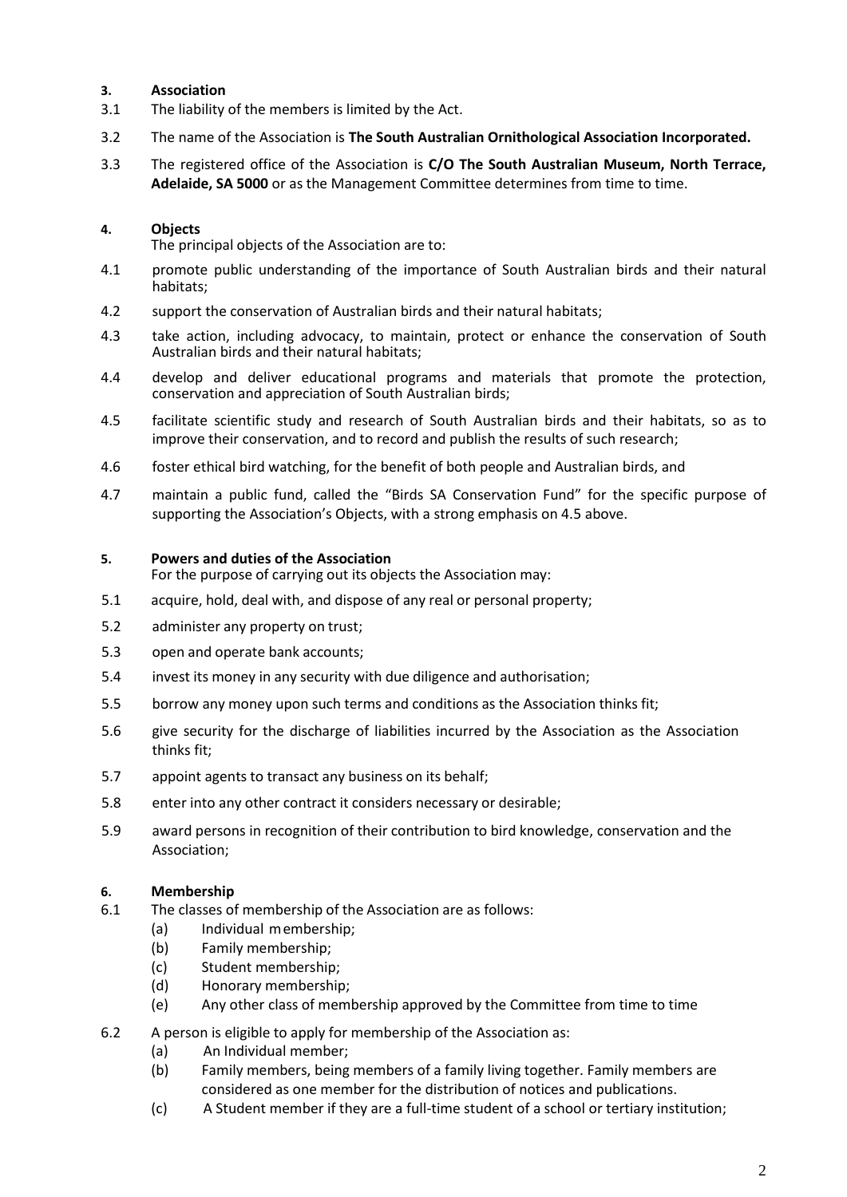## 3. Association

3.1 The liability of the members is limited by the Act.

3.2 The name of the Association is **The South Australian Ornithological Association Incorporated.**

3.3 The registered office of the Association is **C/O The South Australian Museum, North Terrace, Adelaide, SA 5000** or as the Management Committee determines from time to time.

## 4. Objects

The principal objects of the Association are to:

4.1 promote public understanding of the importance of South Australian birds and their natural habitats;

4.2 support the conservation of Australian birds and their natural habitats;

4.3 take action, including advocacy, to maintain, protect or enhance the conservation of South Australian birds and their natural habitats;

4.4 develop and deliver educational programs and materials that promote the protection, conservation and appreciation of South Australian birds;

4.5 facilitate scientific study and research of South Australian birds and their habitats, so as to improve their conservation, and to record and publish the results of such research;

4.6 foster ethical bird watching, for the benefit of both people and Australian birds, and

4.7 maintain a public fund, called the "Birds SA Conservation Fund" for the specific purpose of supporting the Association's Objects, with a strong emphasis on 4.5 above.

## 5. Powers and duties of the Association

For the purpose of carrying out its objects the Association may:

5.1 acquire, hold, deal with, and dispose of any real or personal property;

5.2 administer any property on trust;

5.3 open and operate bank accounts;

5.4 invest its money in any security with due diligence and authorisation;

5.5 borrow any money upon such terms and conditions as the Association thinks fit;

5.6 give security for the discharge of liabilities incurred by the Association as the Association thinks fit;

5.7 appoint agents to transact any business on its behalf;

5.8 enter into any other contract it considers necessary or desirable;

5.9 award persons in recognition of their contribution to bird knowledge, conservation and the Association;

## 6. Membership

6.1 The classes of membership of the Association are as follows:

- (a) Individual membership;
- (b) Family membership;
- (c) Student membership;
- (d) Honorary membership;
- (e) Any other class of membership approved by the Committee from time to time

6.2 A person is eligible to apply for membership of the Association as:

- (a) An Individual member;
- (b) Family members, being members of a family living together. Family members are considered as one member for the distribution of notices and publications.
- (c) A Student member if they are a full-time student of a school or tertiary institution;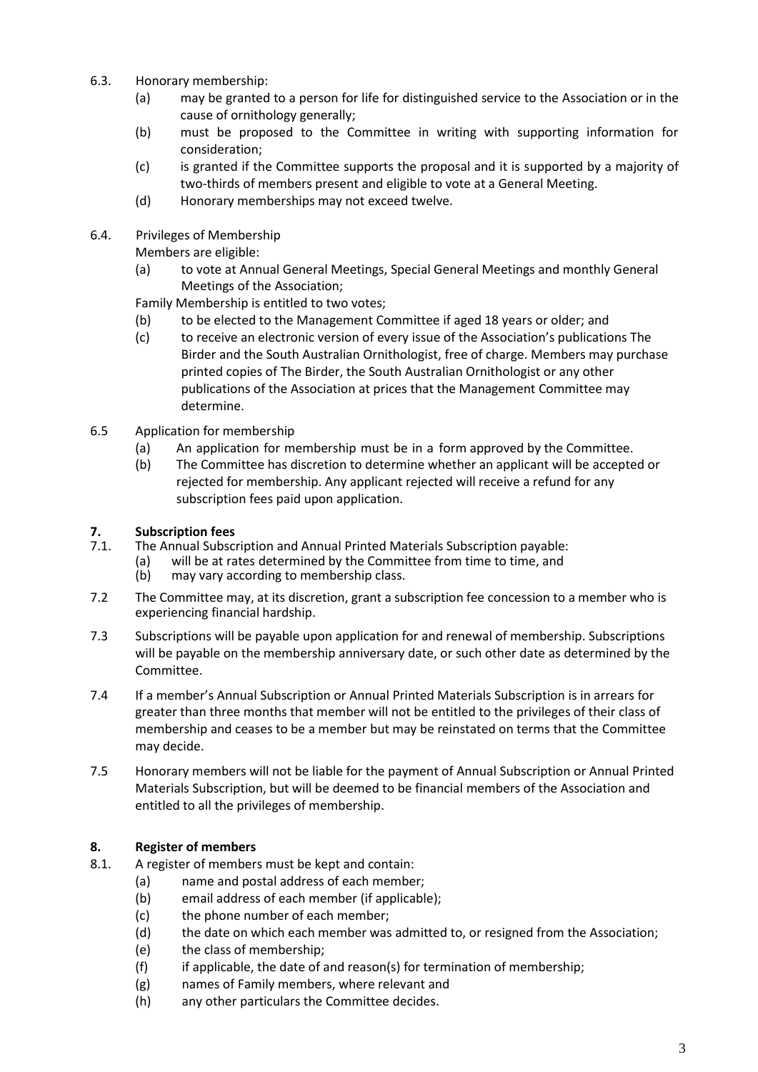6.3. Honorary membership:

(a) may be granted to a person for life for distinguished service to the Association or in the cause of ornithology generally;

(b) must be proposed to the Committee in writing with supporting information for consideration;

(c) is granted if the Committee supports the proposal and it is supported by a majority of two-thirds of members present and eligible to vote at a General Meeting.

(d) Honorary memberships may not exceed twelve.

6.4. Privileges of Membership

Members are eligible:

(a) to vote at Annual General Meetings, Special General Meetings and monthly General Meetings of the Association;

Family Membership is entitled to two votes;

(b) to be elected to the Management Committee if aged 18 years or older; and

(c) to receive an electronic version of every issue of the Association's publications The Birder and the South Australian Ornithologist, free of charge. Members may purchase printed copies of The Birder, the South Australian Ornithologist or any other publications of the Association at prices that the Management Committee may determine.

6.5 Application for membership

(a) An application for membership must be in a form approved by the Committee.

(b) The Committee has discretion to determine whether an applicant will be accepted or rejected for membership. Any applicant rejected will receive a refund for any subscription fees paid upon application.

## 7. Subscription fees

7.1. The Annual Subscription and Annual Printed Materials Subscription payable:

(a) will be at rates determined by the Committee from time to time, and

(b) may vary according to membership class.

7.2 The Committee may, at its discretion, grant a subscription fee concession to a member who is experiencing financial hardship.

7.3 Subscriptions will be payable upon application for and renewal of membership. Subscriptions will be payable on the membership anniversary date, or such other date as determined by the Committee.

7.4 If a member's Annual Subscription or Annual Printed Materials Subscription is in arrears for greater than three months that member will not be entitled to the privileges of their class of membership and ceases to be a member but may be reinstated on terms that the Committee may decide.

7.5 Honorary members will not be liable for the payment of Annual Subscription or Annual Printed Materials Subscription, but will be deemed to be financial members of the Association and entitled to all the privileges of membership.

## 8. Register of members

8.1. A register of members must be kept and contain:

(a) name and postal address of each member;

(b) email address of each member (if applicable);

(c) the phone number of each member;

(d) the date on which each member was admitted to, or resigned from the Association;

(e) the class of membership;

(f) if applicable, the date of and reason(s) for termination of membership;

(g) names of Family members, where relevant and

(h) any other particulars the Committee decides.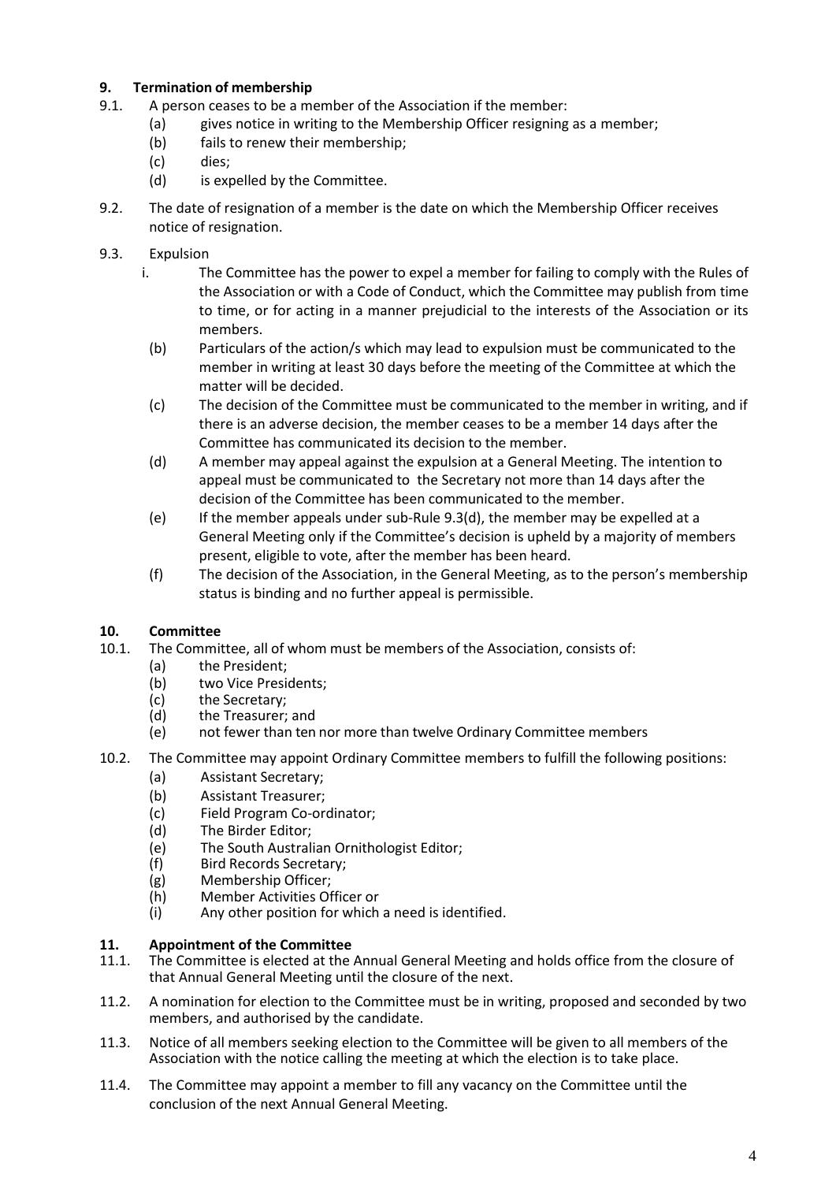## 9. Termination of membership

9.1. A person ceases to be a member of the Association if the member:

- (a) gives notice in writing to the Membership Officer resigning as a member;
- (b) fails to renew their membership;
- (c) dies;
- (d) is expelled by the Committee.

9.2. The date of resignation of a member is the date on which the Membership Officer receives notice of resignation.

9.3. Expulsion

- i. The Committee has the power to expel a member for failing to comply with the Rules of the Association or with a Code of Conduct, which the Committee may publish from time to time, or for acting in a manner prejudicial to the interests of the Association or its members.
- (b) Particulars of the action/s which may lead to expulsion must be communicated to the member in writing at least 30 days before the meeting of the Committee at which the matter will be decided.
- (c) The decision of the Committee must be communicated to the member in writing, and if there is an adverse decision, the member ceases to be a member 14 days after the Committee has communicated its decision to the member.
- (d) A member may appeal against the expulsion at a General Meeting. The intention to appeal must be communicated to the Secretary not more than 14 days after the decision of the Committee has been communicated to the member.
- (e) If the member appeals under sub-Rule 9.3(d), the member may be expelled at a General Meeting only if the Committee's decision is upheld by a majority of members present, eligible to vote, after the member has been heard.
- (f) The decision of the Association, in the General Meeting, as to the person's membership status is binding and no further appeal is permissible.

## 10. Committee

10.1. The Committee, all of whom must be members of the Association, consists of:

- (a) the President;
- (b) two Vice Presidents;
- (c) the Secretary;
- (d) the Treasurer; and
- (e) not fewer than ten nor more than twelve Ordinary Committee members

10.2. The Committee may appoint Ordinary Committee members to fulfill the following positions:

- (a) Assistant Secretary;
- (b) Assistant Treasurer;
- (c) Field Program Co-ordinator;
- (d) The Birder Editor;
- (e) The South Australian Ornithologist Editor;
- (f) Bird Records Secretary;
- (g) Membership Officer;
- (h) Member Activities Officer or
- (i) Any other position for which a need is identified.

## 11. Appointment of the Committee

11.1. The Committee is elected at the Annual General Meeting and holds office from the closure of that Annual General Meeting until the closure of the next.

11.2. A nomination for election to the Committee must be in writing, proposed and seconded by two members, and authorised by the candidate.

11.3. Notice of all members seeking election to the Committee will be given to all members of the Association with the notice calling the meeting at which the election is to take place.

11.4. The Committee may appoint a member to fill any vacancy on the Committee until the conclusion of the next Annual General Meeting.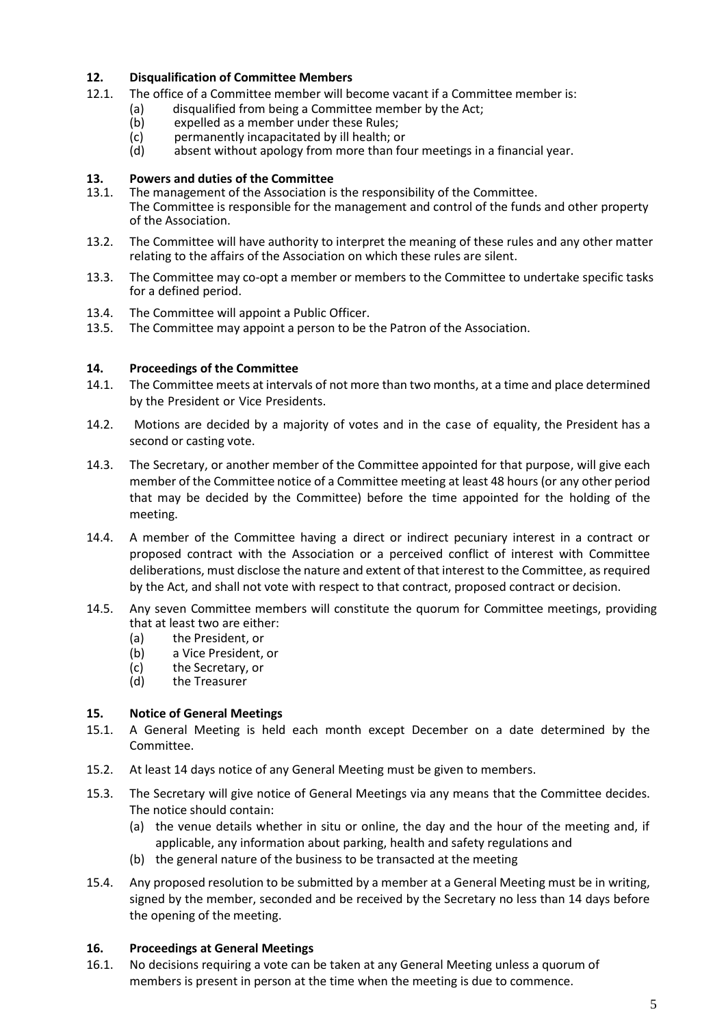## 12. Disqualification of Committee Members

12.1. The office of a Committee member will become vacant if a Committee member is:

- (a) disqualified from being a Committee member by the Act;
- (b) expelled as a member under these Rules;
- (c) permanently incapacitated by ill health; or
- (d) absent without apology from more than four meetings in a financial year.

## 13. Powers and duties of the Committee

13.1. The management of the Association is the responsibility of the Committee. The Committee is responsible for the management and control of the funds and other property of the Association.

13.2. The Committee will have authority to interpret the meaning of these rules and any other matter relating to the affairs of the Association on which these rules are silent.

13.3. The Committee may co-opt a member or members to the Committee to undertake specific tasks for a defined period.

13.4. The Committee will appoint a Public Officer.

13.5. The Committee may appoint a person to be the Patron of the Association.

## 14. Proceedings of the Committee

14.1. The Committee meets at intervals of not more than two months, at a time and place determined by the President or Vice Presidents.

14.2. Motions are decided by a majority of votes and in the case of equality, the President has a second or casting vote.

14.3. The Secretary, or another member of the Committee appointed for that purpose, will give each member of the Committee notice of a Committee meeting at least 48 hours (or any other period that may be decided by the Committee) before the time appointed for the holding of the meeting.

14.4. A member of the Committee having a direct or indirect pecuniary interest in a contract or proposed contract with the Association or a perceived conflict of interest with Committee deliberations, must disclose the nature and extent of that interest to the Committee, as required by the Act, and shall not vote with respect to that contract, proposed contract or decision.

14.5. Any seven Committee members will constitute the quorum for Committee meetings, providing that at least two are either:

- (a) the President, or
- (b) a Vice President, or
- (c) the Secretary, or
- (d) the Treasurer

## 15. Notice of General Meetings

15.1. A General Meeting is held each month except December on a date determined by the Committee.

15.2. At least 14 days notice of any General Meeting must be given to members.

15.3. The Secretary will give notice of General Meetings via any means that the Committee decides. The notice should contain:

- (a) the venue details whether in situ or online, the day and the hour of the meeting and, if applicable, any information about parking, health and safety regulations and
- (b) the general nature of the business to be transacted at the meeting

15.4. Any proposed resolution to be submitted by a member at a General Meeting must be in writing, signed by the member, seconded and be received by the Secretary no less than 14 days before the opening of the meeting.

## 16. Proceedings at General Meetings

16.1. No decisions requiring a vote can be taken at any General Meeting unless a quorum of members is present in person at the time when the meeting is due to commence.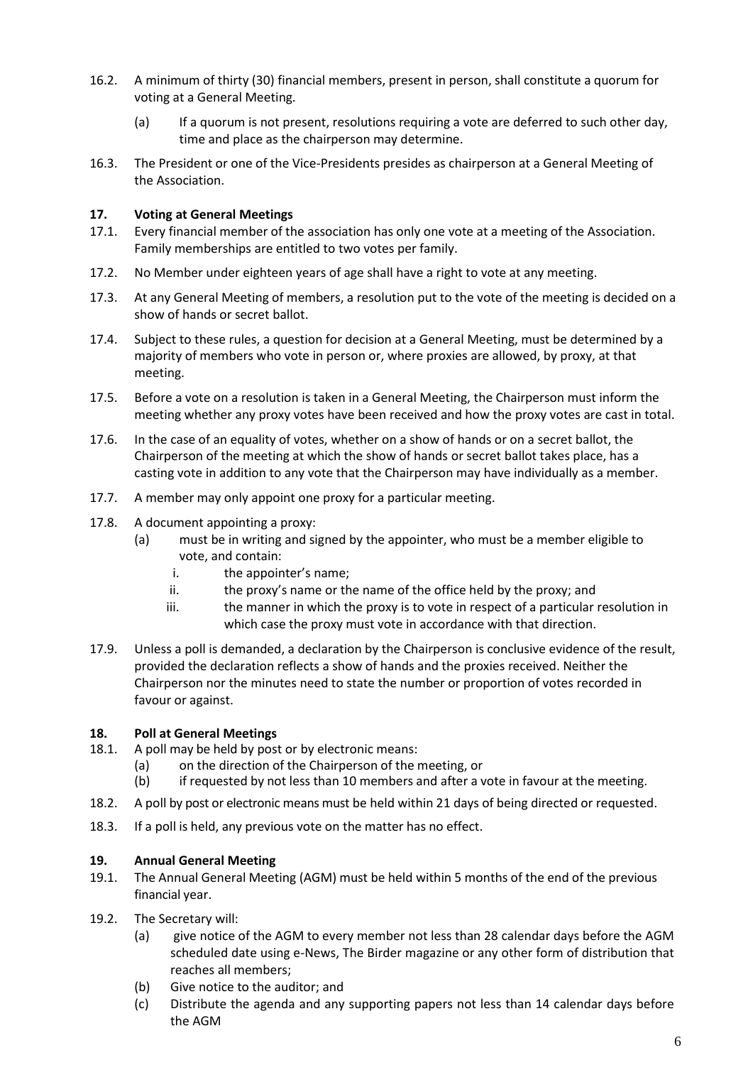16.2. A minimum of thirty (30) financial members, present in person, shall constitute a quorum for voting at a General Meeting.

   (a) If a quorum is not present, resolutions requiring a vote are deferred to such other day, time and place as the chairperson may determine.

16.3. The President or one of the Vice-Presidents presides as chairperson at a General Meeting of the Association.

### 17. Voting at General Meetings

17.1. Every financial member of the association has only one vote at a meeting of the Association. Family memberships are entitled to two votes per family.

17.2. No Member under eighteen years of age shall have a right to vote at any meeting.

17.3. At any General Meeting of members, a resolution put to the vote of the meeting is decided on a show of hands or secret ballot.

17.4. Subject to these rules, a question for decision at a General Meeting, must be determined by a majority of members who vote in person or, where proxies are allowed, by proxy, at that meeting.

17.5. Before a vote on a resolution is taken in a General Meeting, the Chairperson must inform the meeting whether any proxy votes have been received and how the proxy votes are cast in total.

17.6. In the case of an equality of votes, whether on a show of hands or on a secret ballot, the Chairperson of the meeting at which the show of hands or secret ballot takes place, has a casting vote in addition to any vote that the Chairperson may have individually as a member.

17.7. A member may only appoint one proxy for a particular meeting.

17.8. A document appointing a proxy:

   (a) must be in writing and signed by the appointer, who must be a member eligible to vote, and contain:

      i. the appointer's name;

      ii. the proxy's name or the name of the office held by the proxy; and

      iii. the manner in which the proxy is to vote in respect of a particular resolution in which case the proxy must vote in accordance with that direction.

17.9. Unless a poll is demanded, a declaration by the Chairperson is conclusive evidence of the result, provided the declaration reflects a show of hands and the proxies received. Neither the Chairperson nor the minutes need to state the number or proportion of votes recorded in favour or against.

### 18. Poll at General Meetings

18.1. A poll may be held by post or by electronic means:

   (a) on the direction of the Chairperson of the meeting, or

   (b) if requested by not less than 10 members and after a vote in favour at the meeting.

18.2. A poll by post or electronic means must be held within 21 days of being directed or requested.

18.3. If a poll is held, any previous vote on the matter has no effect.

### 19. Annual General Meeting

19.1. The Annual General Meeting (AGM) must be held within 5 months of the end of the previous financial year.

19.2. The Secretary will:

   (a) give notice of the AGM to every member not less than 28 calendar days before the AGM scheduled date using e-News, The Birder magazine or any other form of distribution that reaches all members;

   (b) Give notice to the auditor; and

   (c) Distribute the agenda and any supporting papers not less than 14 calendar days before the AGM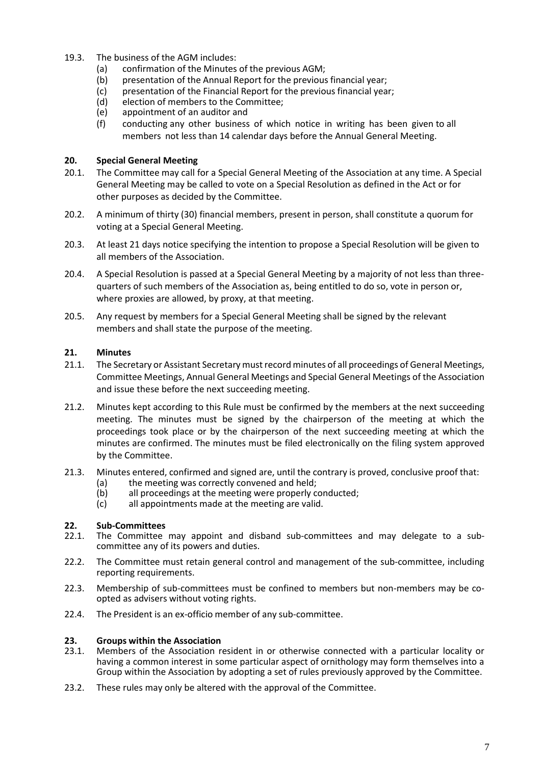19.3. The business of the AGM includes:

- (a) confirmation of the Minutes of the previous AGM;
- (b) presentation of the Annual Report for the previous financial year;
- (c) presentation of the Financial Report for the previous financial year;
- (d) election of members to the Committee;
- (e) appointment of an auditor and
- (f) conducting any other business of which notice in writing has been given to all members not less than 14 calendar days before the Annual General Meeting.

## 20. Special General Meeting

20.1. The Committee may call for a Special General Meeting of the Association at any time. A Special General Meeting may be called to vote on a Special Resolution as defined in the Act or for other purposes as decided by the Committee.

20.2. A minimum of thirty (30) financial members, present in person, shall constitute a quorum for voting at a Special General Meeting.

20.3. At least 21 days notice specifying the intention to propose a Special Resolution will be given to all members of the Association.

20.4. A Special Resolution is passed at a Special General Meeting by a majority of not less than three-quarters of such members of the Association as, being entitled to do so, vote in person or, where proxies are allowed, by proxy, at that meeting.

20.5. Any request by members for a Special General Meeting shall be signed by the relevant members and shall state the purpose of the meeting.

## 21. Minutes

21.1. The Secretary or Assistant Secretary must record minutes of all proceedings of General Meetings, Committee Meetings, Annual General Meetings and Special General Meetings of the Association and issue these before the next succeeding meeting.

21.2. Minutes kept according to this Rule must be confirmed by the members at the next succeeding meeting. The minutes must be signed by the chairperson of the meeting at which the proceedings took place or by the chairperson of the next succeeding meeting at which the minutes are confirmed. The minutes must be filed electronically on the filing system approved by the Committee.

21.3. Minutes entered, confirmed and signed are, until the contrary is proved, conclusive proof that:

- (a) the meeting was correctly convened and held;
- (b) all proceedings at the meeting were properly conducted;
- (c) all appointments made at the meeting are valid.

## 22. Sub-Committees

22.1. The Committee may appoint and disband sub-committees and may delegate to a sub-committee any of its powers and duties.

22.2. The Committee must retain general control and management of the sub-committee, including reporting requirements.

22.3. Membership of sub-committees must be confined to members but non-members may be co-opted as advisers without voting rights.

22.4. The President is an ex-officio member of any sub-committee.

## 23. Groups within the Association

23.1. Members of the Association resident in or otherwise connected with a particular locality or having a common interest in some particular aspect of ornithology may form themselves into a Group within the Association by adopting a set of rules previously approved by the Committee.

23.2. These rules may only be altered with the approval of the Committee.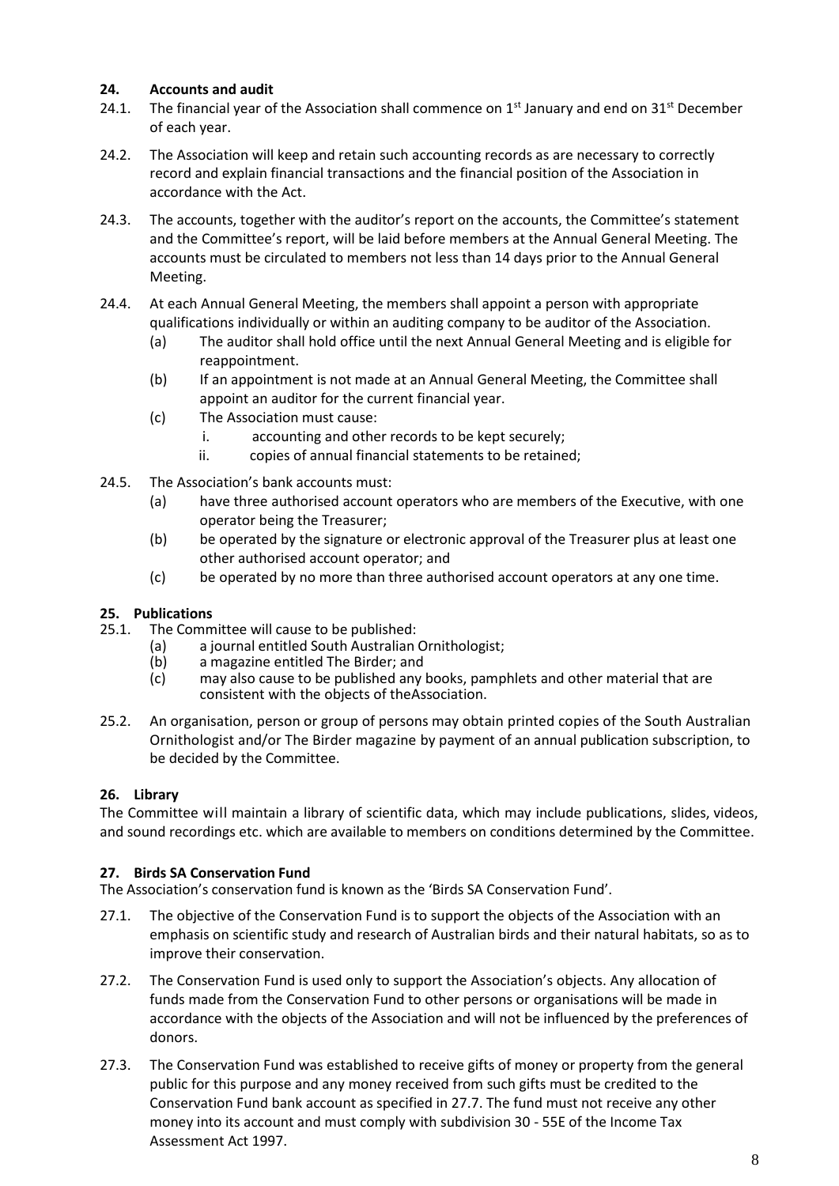## 24. Accounts and audit

24.1. The financial year of the Association shall commence on 1st January and end on 31st December of each year.

24.2. The Association will keep and retain such accounting records as are necessary to correctly record and explain financial transactions and the financial position of the Association in accordance with the Act.

24.3. The accounts, together with the auditor's report on the accounts, the Committee's statement and the Committee's report, will be laid before members at the Annual General Meeting. The accounts must be circulated to members not less than 14 days prior to the Annual General Meeting.

24.4. At each Annual General Meeting, the members shall appoint a person with appropriate qualifications individually or within an auditing company to be auditor of the Association.

- (a) The auditor shall hold office until the next Annual General Meeting and is eligible for reappointment.
- (b) If an appointment is not made at an Annual General Meeting, the Committee shall appoint an auditor for the current financial year.
- (c) The Association must cause:
  - i. accounting and other records to be kept securely;
  - ii. copies of annual financial statements to be retained;

24.5. The Association's bank accounts must:

- (a) have three authorised account operators who are members of the Executive, with one operator being the Treasurer;
- (b) be operated by the signature or electronic approval of the Treasurer plus at least one other authorised account operator; and
- (c) be operated by no more than three authorised account operators at any one time.

## 25. Publications

25.1. The Committee will cause to be published:

- (a) a journal entitled South Australian Ornithologist;
- (b) a magazine entitled The Birder; and
- (c) may also cause to be published any books, pamphlets and other material that are consistent with the objects of theAssociation.

25.2. An organisation, person or group of persons may obtain printed copies of the South Australian Ornithologist and/or The Birder magazine by payment of an annual publication subscription, to be decided by the Committee.

## 26. Library

The Committee will maintain a library of scientific data, which may include publications, slides, videos, and sound recordings etc. which are available to members on conditions determined by the Committee.

## 27. Birds SA Conservation Fund

The Association's conservation fund is known as the 'Birds SA Conservation Fund'.

27.1. The objective of the Conservation Fund is to support the objects of the Association with an emphasis on scientific study and research of Australian birds and their natural habitats, so as to improve their conservation.

27.2. The Conservation Fund is used only to support the Association's objects. Any allocation of funds made from the Conservation Fund to other persons or organisations will be made in accordance with the objects of the Association and will not be influenced by the preferences of donors.

27.3. The Conservation Fund was established to receive gifts of money or property from the general public for this purpose and any money received from such gifts must be credited to the Conservation Fund bank account as specified in 27.7. The fund must not receive any other money into its account and must comply with subdivision 30 - 55E of the Income Tax Assessment Act 1997.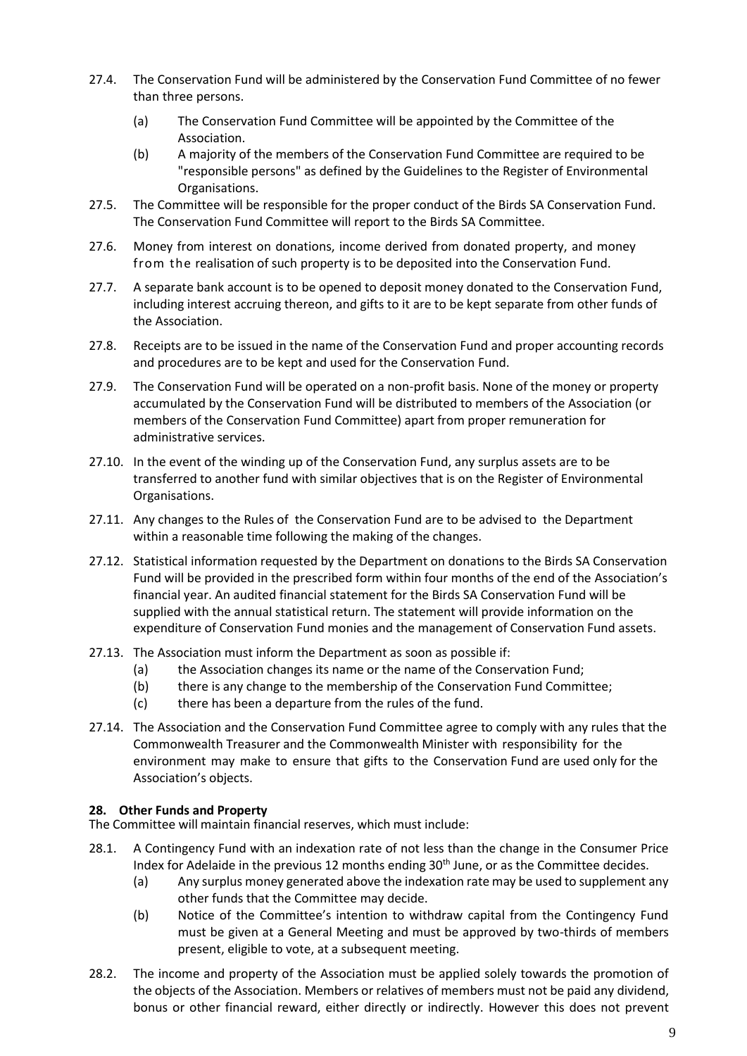27.4. The Conservation Fund will be administered by the Conservation Fund Committee of no fewer than three persons.

(a) The Conservation Fund Committee will be appointed by the Committee of the Association.

(b) A majority of the members of the Conservation Fund Committee are required to be "responsible persons" as defined by the Guidelines to the Register of Environmental Organisations.

27.5. The Committee will be responsible for the proper conduct of the Birds SA Conservation Fund. The Conservation Fund Committee will report to the Birds SA Committee.

27.6. Money from interest on donations, income derived from donated property, and money from the realisation of such property is to be deposited into the Conservation Fund.

27.7. A separate bank account is to be opened to deposit money donated to the Conservation Fund, including interest accruing thereon, and gifts to it are to be kept separate from other funds of the Association.

27.8. Receipts are to be issued in the name of the Conservation Fund and proper accounting records and procedures are to be kept and used for the Conservation Fund.

27.9. The Conservation Fund will be operated on a non-profit basis. None of the money or property accumulated by the Conservation Fund will be distributed to members of the Association (or members of the Conservation Fund Committee) apart from proper remuneration for administrative services.

27.10. In the event of the winding up of the Conservation Fund, any surplus assets are to be transferred to another fund with similar objectives that is on the Register of Environmental Organisations.

27.11. Any changes to the Rules of the Conservation Fund are to be advised to the Department within a reasonable time following the making of the changes.

27.12. Statistical information requested by the Department on donations to the Birds SA Conservation Fund will be provided in the prescribed form within four months of the end of the Association's financial year. An audited financial statement for the Birds SA Conservation Fund will be supplied with the annual statistical return. The statement will provide information on the expenditure of Conservation Fund monies and the management of Conservation Fund assets.

27.13. The Association must inform the Department as soon as possible if:

(a) the Association changes its name or the name of the Conservation Fund;

(b) there is any change to the membership of the Conservation Fund Committee;

(c) there has been a departure from the rules of the fund.

27.14. The Association and the Conservation Fund Committee agree to comply with any rules that the Commonwealth Treasurer and the Commonwealth Minister with responsibility for the environment may make to ensure that gifts to the Conservation Fund are used only for the Association's objects.

**28. Other Funds and Property**

The Committee will maintain financial reserves, which must include:

28.1. A Contingency Fund with an indexation rate of not less than the change in the Consumer Price Index for Adelaide in the previous 12 months ending 30th June, or as the Committee decides.

(a) Any surplus money generated above the indexation rate may be used to supplement any other funds that the Committee may decide.

(b) Notice of the Committee's intention to withdraw capital from the Contingency Fund must be given at a General Meeting and must be approved by two-thirds of members present, eligible to vote, at a subsequent meeting.

28.2. The income and property of the Association must be applied solely towards the promotion of the objects of the Association. Members or relatives of members must not be paid any dividend, bonus or other financial reward, either directly or indirectly. However this does not prevent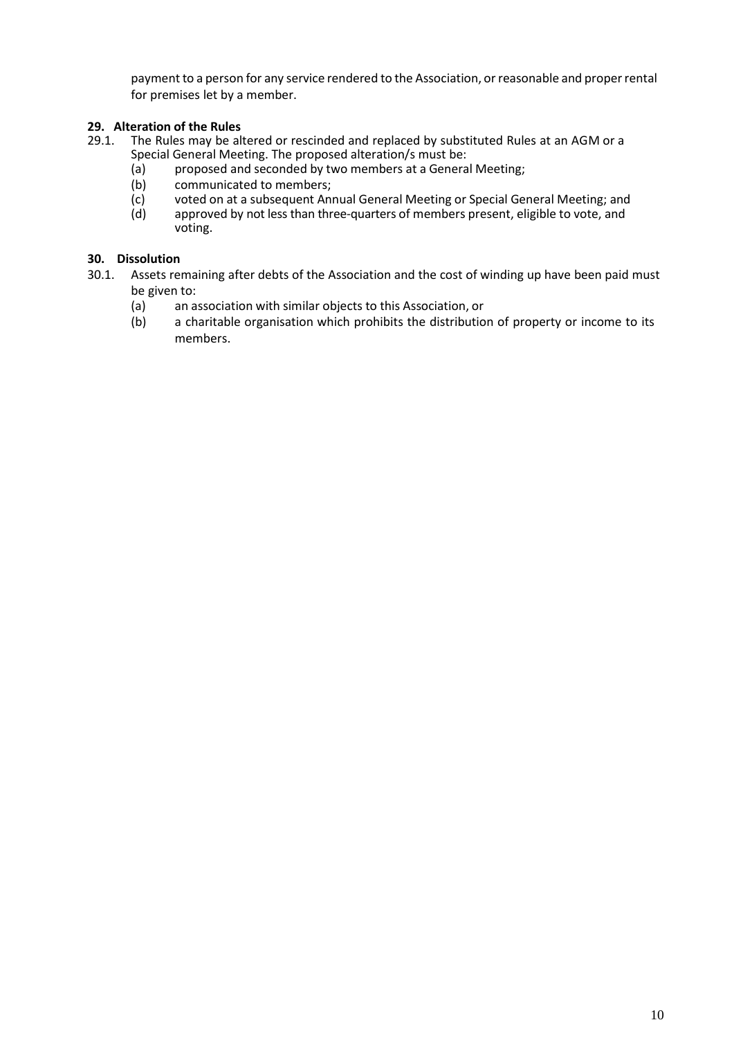payment to a person for any service rendered to the Association, or reasonable and proper rental for premises let by a member.

**29. Alteration of the Rules**

29.1. The Rules may be altered or rescinded and replaced by substituted Rules at an AGM or a Special General Meeting. The proposed alteration/s must be:

- (a) proposed and seconded by two members at a General Meeting;
- (b) communicated to members;
- (c) voted on at a subsequent Annual General Meeting or Special General Meeting; and
- (d) approved by not less than three-quarters of members present, eligible to vote, and voting.

**30. Dissolution**

30.1. Assets remaining after debts of the Association and the cost of winding up have been paid must be given to:

- (a) an association with similar objects to this Association, or
- (b) a charitable organisation which prohibits the distribution of property or income to its members.